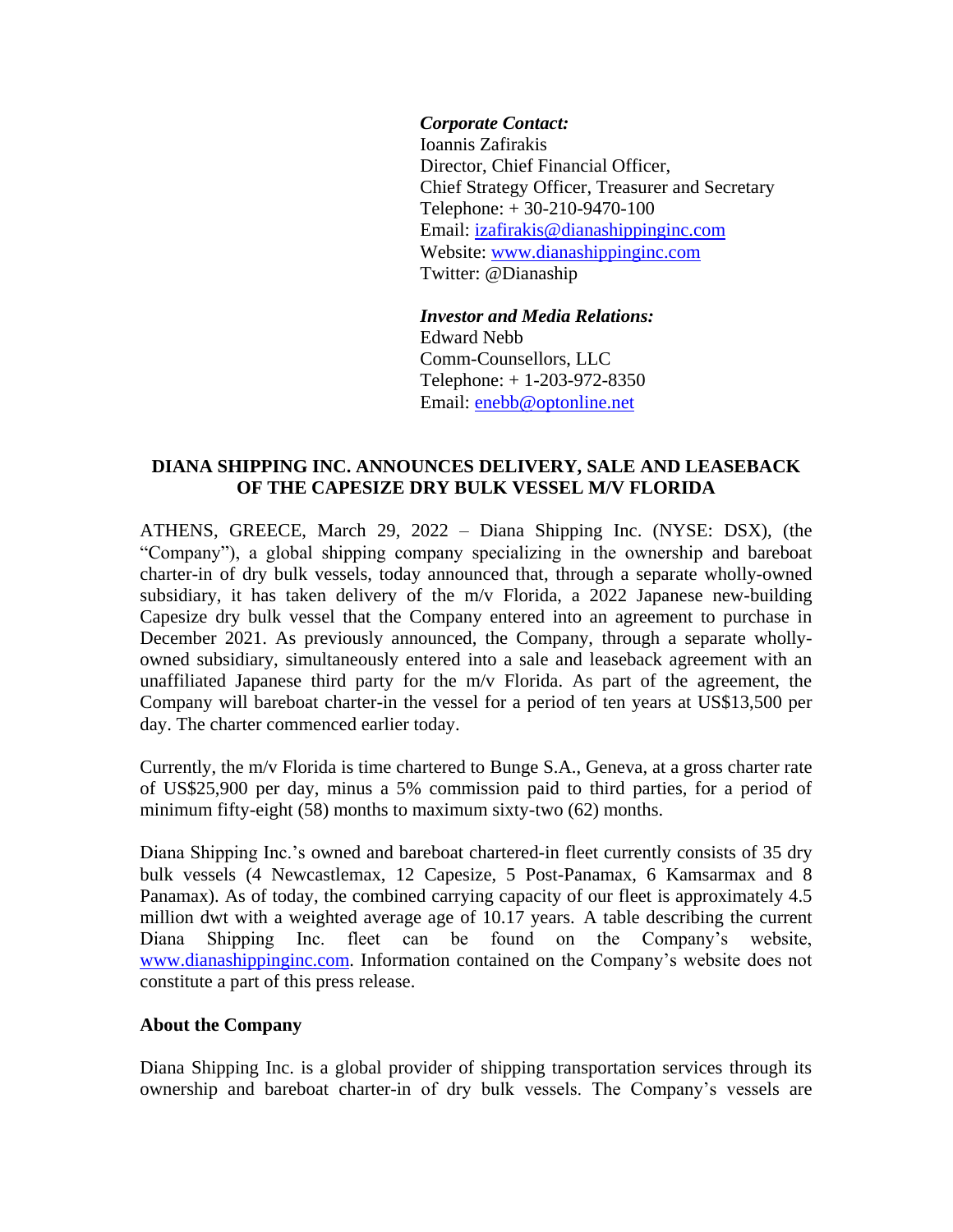***Corporate Contact:***
Ioannis Zafirakis
Director, Chief Financial Officer,
Chief Strategy Officer, Treasurer and Secretary
Telephone: + 30-210-9470-100
Email: [izafirakis@dianashippinginc.com](mailto:izafirakis@dianashippinginc.com)
Website: [www.dianashippinginc.com](http://www.dianashippinginc.com)
Twitter: @Dianaship

***Investor and Media Relations:***
Edward Nebb
Comm-Counsellors, LLC
Telephone: + 1-203-972-8350
Email: [enebb@optonline.net](mailto:enebb@optonline.net)

# DIANA SHIPPING INC. ANNOUNCES DELIVERY, SALE AND LEASEBACK OF THE CAPESIZE DRY BULK VESSEL M/V FLORIDA

ATHENS, GREECE, March 29, 2022 – Diana Shipping Inc. (NYSE: DSX), (the "Company"), a global shipping company specializing in the ownership and bareboat charter-in of dry bulk vessels, today announced that, through a separate wholly-owned subsidiary, it has taken delivery of the m/v Florida, a 2022 Japanese new-building Capesize dry bulk vessel that the Company entered into an agreement to purchase in December 2021. As previously announced, the Company, through a separate wholly-owned subsidiary, simultaneously entered into a sale and leaseback agreement with an unaffiliated Japanese third party for the m/v Florida. As part of the agreement, the Company will bareboat charter-in the vessel for a period of ten years at US$13,500 per day. The charter commenced earlier today.

Currently, the m/v Florida is time chartered to Bunge S.A., Geneva, at a gross charter rate of US$25,900 per day, minus a 5% commission paid to third parties, for a period of minimum fifty-eight (58) months to maximum sixty-two (62) months.

Diana Shipping Inc.'s owned and bareboat chartered-in fleet currently consists of 35 dry bulk vessels (4 Newcastlemax, 12 Capesize, 5 Post-Panamax, 6 Kamsarmax and 8 Panamax). As of today, the combined carrying capacity of our fleet is approximately 4.5 million dwt with a weighted average age of 10.17 years. A table describing the current Diana Shipping Inc. fleet can be found on the Company's website, [www.dianashippinginc.com](http://www.dianashippinginc.com). Information contained on the Company's website does not constitute a part of this press release.

**About the Company**

Diana Shipping Inc. is a global provider of shipping transportation services through its ownership and bareboat charter-in of dry bulk vessels. The Company's vessels are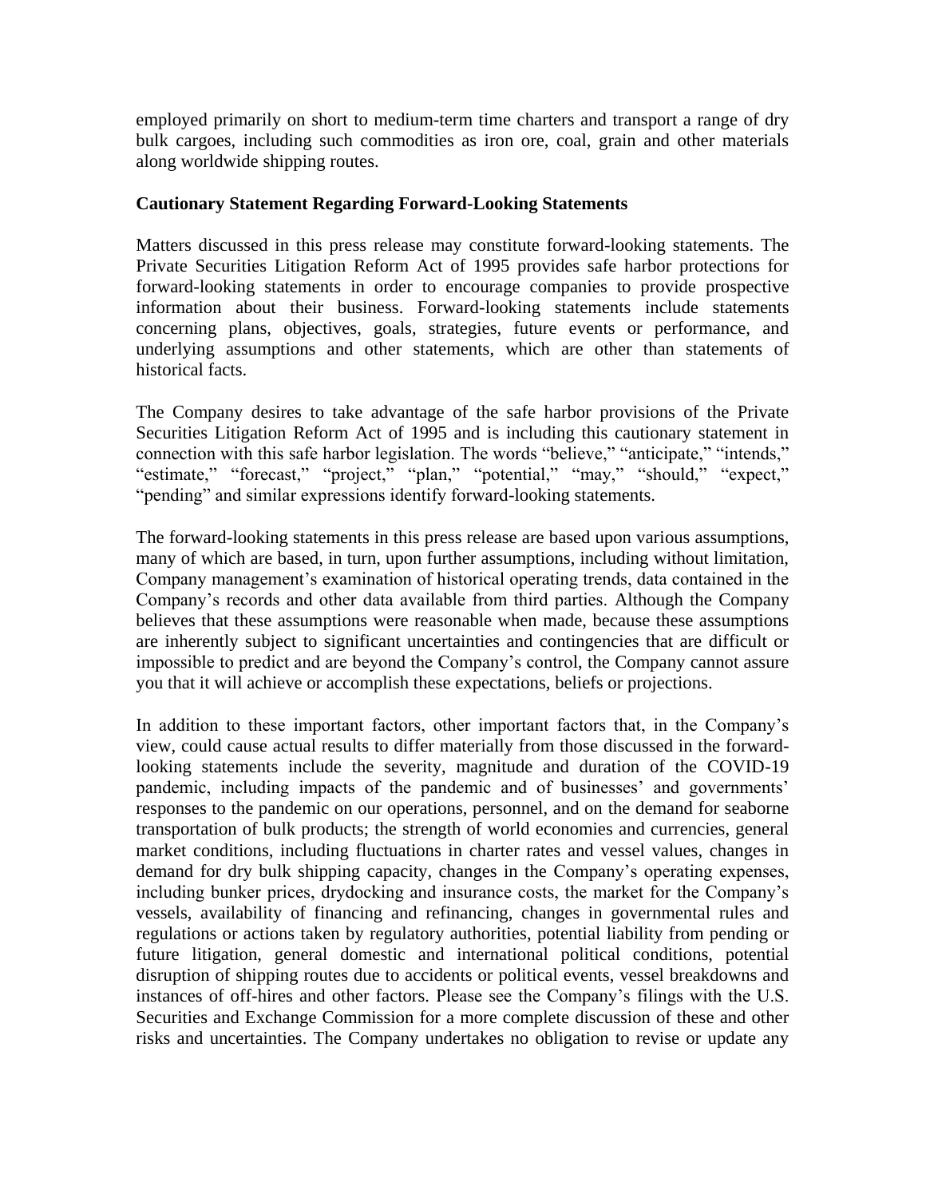employed primarily on short to medium-term time charters and transport a range of dry bulk cargoes, including such commodities as iron ore, coal, grain and other materials along worldwide shipping routes.

**Cautionary Statement Regarding Forward-Looking Statements**

Matters discussed in this press release may constitute forward-looking statements. The Private Securities Litigation Reform Act of 1995 provides safe harbor protections for forward-looking statements in order to encourage companies to provide prospective information about their business. Forward-looking statements include statements concerning plans, objectives, goals, strategies, future events or performance, and underlying assumptions and other statements, which are other than statements of historical facts.

The Company desires to take advantage of the safe harbor provisions of the Private Securities Litigation Reform Act of 1995 and is including this cautionary statement in connection with this safe harbor legislation. The words "believe," "anticipate," "intends," "estimate," "forecast," "project," "plan," "potential," "may," "should," "expect," "pending" and similar expressions identify forward-looking statements.

The forward-looking statements in this press release are based upon various assumptions, many of which are based, in turn, upon further assumptions, including without limitation, Company management's examination of historical operating trends, data contained in the Company's records and other data available from third parties. Although the Company believes that these assumptions were reasonable when made, because these assumptions are inherently subject to significant uncertainties and contingencies that are difficult or impossible to predict and are beyond the Company's control, the Company cannot assure you that it will achieve or accomplish these expectations, beliefs or projections.

In addition to these important factors, other important factors that, in the Company's view, could cause actual results to differ materially from those discussed in the forward-looking statements include the severity, magnitude and duration of the COVID-19 pandemic, including impacts of the pandemic and of businesses' and governments' responses to the pandemic on our operations, personnel, and on the demand for seaborne transportation of bulk products; the strength of world economies and currencies, general market conditions, including fluctuations in charter rates and vessel values, changes in demand for dry bulk shipping capacity, changes in the Company's operating expenses, including bunker prices, drydocking and insurance costs, the market for the Company's vessels, availability of financing and refinancing, changes in governmental rules and regulations or actions taken by regulatory authorities, potential liability from pending or future litigation, general domestic and international political conditions, potential disruption of shipping routes due to accidents or political events, vessel breakdowns and instances of off-hires and other factors. Please see the Company's filings with the U.S. Securities and Exchange Commission for a more complete discussion of these and other risks and uncertainties. The Company undertakes no obligation to revise or update any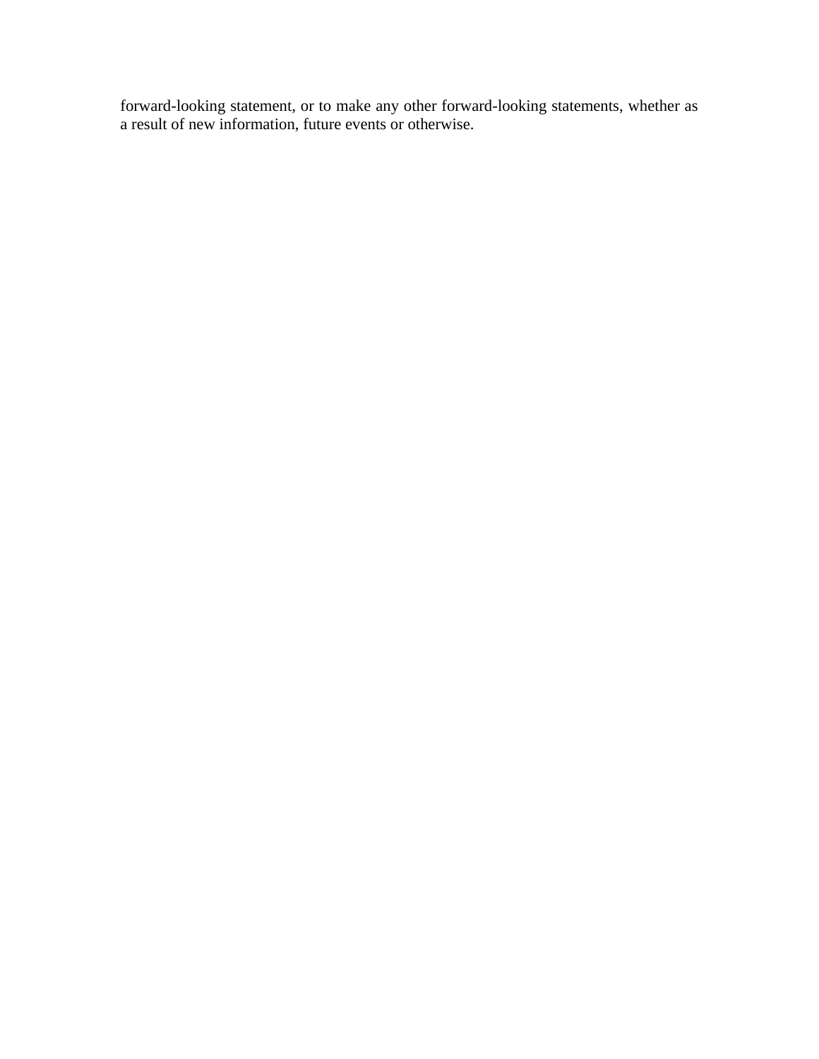forward-looking statement, or to make any other forward-looking statements, whether as a result of new information, future events or otherwise.